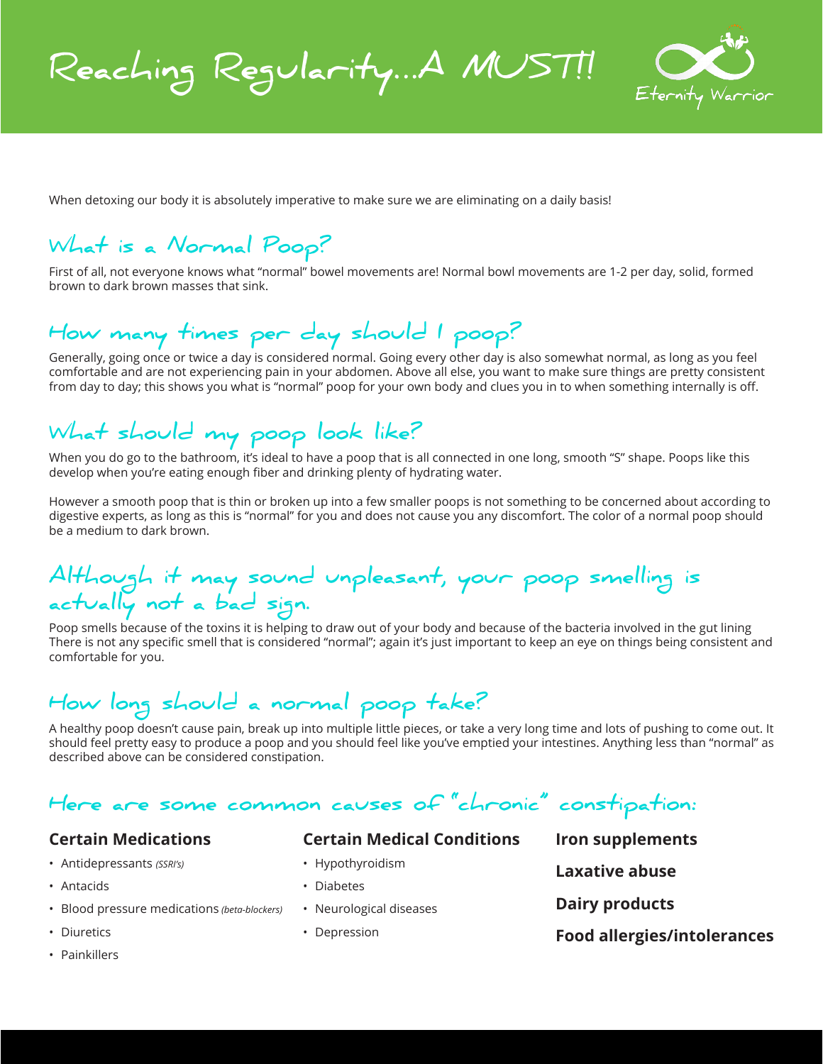# Reaching Regularity...A MUST!!

Eternity Warrior

When detoxing our body it is absolutely imperative to make sure we are eliminating on a daily basis!

## What is a Normal Poop?

First of all, not everyone knows what "normal" bowel movements are! Normal bowl movements are 1-2 per day, solid, formed brown to dark brown masses that sink.

## How many times per day should I poop?

Generally, going once or twice a day is considered normal. Going every other day is also somewhat normal, as long as you feel comfortable and are not experiencing pain in your abdomen. Above all else, you want to make sure things are pretty consistent from day to day; this shows you what is "normal" poop for your own body and clues you in to when something internally is off.

## What should my poop look like?

When you do go to the bathroom, it's ideal to have a poop that is all connected in one long, smooth "S" shape. Poops like this develop when you're eating enough fiber and drinking plenty of hydrating water.

However a smooth poop that is thin or broken up into a few smaller poops is not something to be concerned about according to digestive experts, as long as this is "normal" for you and does not cause you any discomfort. The color of a normal poop should be a medium to dark brown.

## Although it may sound unpleasant, your poop smelling is actually not a bad sign.

Poop smells because of the toxins it is helping to draw out of your body and because of the bacteria involved in the gut lining There is not any specific smell that is considered "normal"; again it's just important to keep an eye on things being consistent and comfortable for you.

## How long should a normal poop take?

A healthy poop doesn't cause pain, break up into multiple little pieces, or take a very long time and lots of pushing to come out. It should feel pretty easy to produce a poop and you should feel like you've emptied your intestines. Anything less than "normal" as described above can be considered constipation.

## Here are some common causes of "chronic" constipation:

**Certain Medications**

- Antidepressants *(SSRI's)*
- Antacids
- Blood pressure medications *(beta-blockers)*
- Diuretics
- Painkillers

**Certain Medical Conditions**

- Hypothyroidism
- Diabetes
- Neurological diseases
- Depression

**Iron supplements**

**Laxative abuse**

**Dairy products**

**Food allergies/intolerances**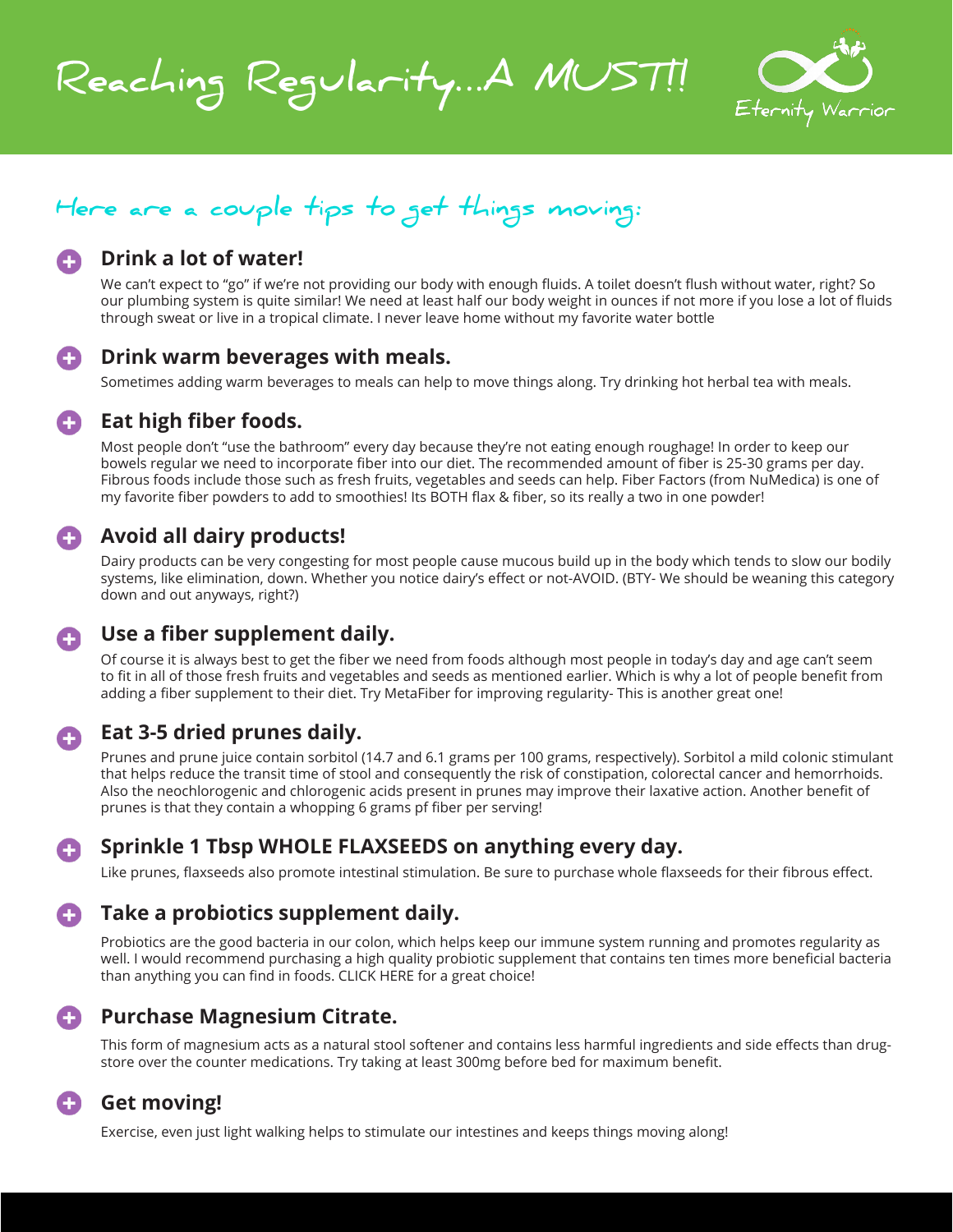# Reaching Regularity...A MUST!!

Eternity Warrior

## Here are a couple tips to get things moving:

### Drink a lot of water!

We can't expect to "go" if we're not providing our body with enough fluids. A toilet doesn't flush without water, right? So our plumbing system is quite similar! We need at least half our body weight in ounces if not more if you lose a lot of fluids through sweat or live in a tropical climate. I never leave home without my favorite water bottle

### Drink warm beverages with meals.

Sometimes adding warm beverages to meals can help to move things along. Try drinking hot herbal tea with meals.

### Eat high fiber foods.

Most people don't "use the bathroom" every day because they're not eating enough roughage! In order to keep our bowels regular we need to incorporate fiber into our diet. The recommended amount of fiber is 25-30 grams per day. Fibrous foods include those such as fresh fruits, vegetables and seeds can help. Fiber Factors (from NuMedica) is one of my favorite fiber powders to add to smoothies! Its BOTH flax & fiber, so its really a two in one powder!

### Avoid all dairy products!

Dairy products can be very congesting for most people cause mucous build up in the body which tends to slow our bodily systems, like elimination, down. Whether you notice dairy's effect or not-AVOID. (BTY- We should be weaning this category down and out anyways, right?)

### Use a fiber supplement daily.

Of course it is always best to get the fiber we need from foods although most people in today's day and age can't seem to fit in all of those fresh fruits and vegetables and seeds as mentioned earlier. Which is why a lot of people benefit from adding a fiber supplement to their diet. Try MetaFiber for improving regularity- This is another great one!

### Eat 3-5 dried prunes daily.

Prunes and prune juice contain sorbitol (14.7 and 6.1 grams per 100 grams, respectively). Sorbitol a mild colonic stimulant that helps reduce the transit time of stool and consequently the risk of constipation, colorectal cancer and hemorrhoids. Also the neochlorogenic and chlorogenic acids present in prunes may improve their laxative action. Another benefit of prunes is that they contain a whopping 6 grams pf fiber per serving!

### Sprinkle 1 Tbsp WHOLE FLAXSEEDS on anything every day.

Like prunes, flaxseeds also promote intestinal stimulation. Be sure to purchase whole flaxseeds for their fibrous effect.

### Take a probiotics supplement daily.

Probiotics are the good bacteria in our colon, which helps keep our immune system running and promotes regularity as well. I would recommend purchasing a high quality probiotic supplement that contains ten times more beneficial bacteria than anything you can find in foods. CLICK HERE for a great choice!

### Purchase Magnesium Citrate.

This form of magnesium acts as a natural stool softener and contains less harmful ingredients and side effects than drug-store over the counter medications. Try taking at least 300mg before bed for maximum benefit.

### Get moving!

Exercise, even just light walking helps to stimulate our intestines and keeps things moving along!